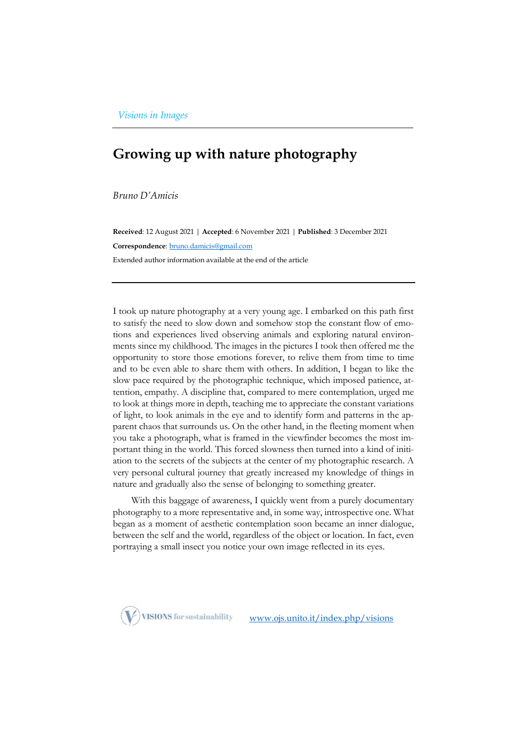*Visions in Images*

# Growing up with nature photography

*Bruno D'Amicis*

**Received**: 12 August 2021 | **Accepted**: 6 November 2021 | **Published**: 3 December 2021

**Correspondence**: bruno.damicis@gmail.com

Extended author information available at the end of the article

I took up nature photography at a very young age. I embarked on this path first to satisfy the need to slow down and somehow stop the constant flow of emotions and experiences lived observing animals and exploring natural environments since my childhood. The images in the pictures I took then offered me the opportunity to store those emotions forever, to relive them from time to time and to be even able to share them with others. In addition, I began to like the slow pace required by the photographic technique, which imposed patience, attention, empathy. A discipline that, compared to mere contemplation, urged me to look at things more in depth, teaching me to appreciate the constant variations of light, to look animals in the eye and to identify form and patterns in the apparent chaos that surrounds us. On the other hand, in the fleeting moment when you take a photograph, what is framed in the viewfinder becomes the most important thing in the world. This forced slowness then turned into a kind of initiation to the secrets of the subjects at the center of my photographic research. A very personal cultural journey that greatly increased my knowledge of things in nature and gradually also the sense of belonging to something greater.

With this baggage of awareness, I quickly went from a purely documentary photography to a more representative and, in some way, introspective one. What began as a moment of aesthetic contemplation soon became an inner dialogue, between the self and the world, regardless of the object or location. In fact, even portraying a small insect you notice your own image reflected in its eyes.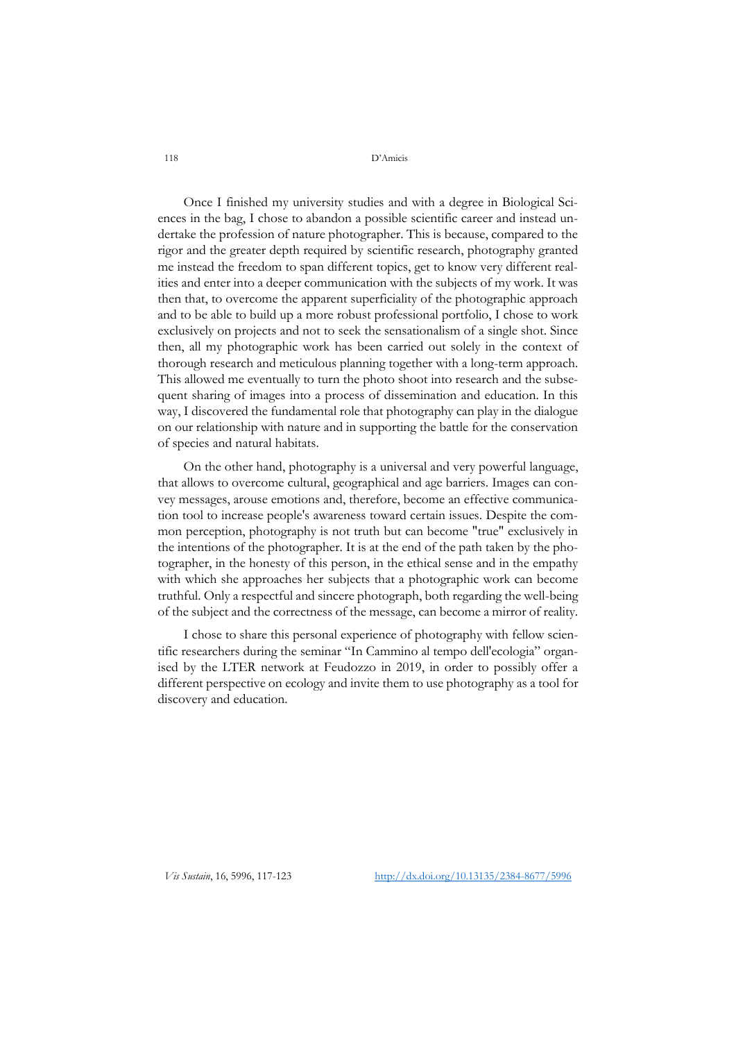Once I finished my university studies and with a degree in Biological Sciences in the bag, I chose to abandon a possible scientific career and instead undertake the profession of nature photographer. This is because, compared to the rigor and the greater depth required by scientific research, photography granted me instead the freedom to span different topics, get to know very different realities and enter into a deeper communication with the subjects of my work. It was then that, to overcome the apparent superficiality of the photographic approach and to be able to build up a more robust professional portfolio, I chose to work exclusively on projects and not to seek the sensationalism of a single shot. Since then, all my photographic work has been carried out solely in the context of thorough research and meticulous planning together with a long-term approach. This allowed me eventually to turn the photo shoot into research and the subsequent sharing of images into a process of dissemination and education. In this way, I discovered the fundamental role that photography can play in the dialogue on our relationship with nature and in supporting the battle for the conservation of species and natural habitats.

On the other hand, photography is a universal and very powerful language, that allows to overcome cultural, geographical and age barriers. Images can convey messages, arouse emotions and, therefore, become an effective communication tool to increase people's awareness toward certain issues. Despite the common perception, photography is not truth but can become "true" exclusively in the intentions of the photographer. It is at the end of the path taken by the photographer, in the honesty of this person, in the ethical sense and in the empathy with which she approaches her subjects that a photographic work can become truthful. Only a respectful and sincere photograph, both regarding the well-being of the subject and the correctness of the message, can become a mirror of reality.

I chose to share this personal experience of photography with fellow scientific researchers during the seminar "In Cammino al tempo dell'ecologia" organised by the LTER network at Feudozzo in 2019, in order to possibly offer a different perspective on ecology and invite them to use photography as a tool for discovery and education.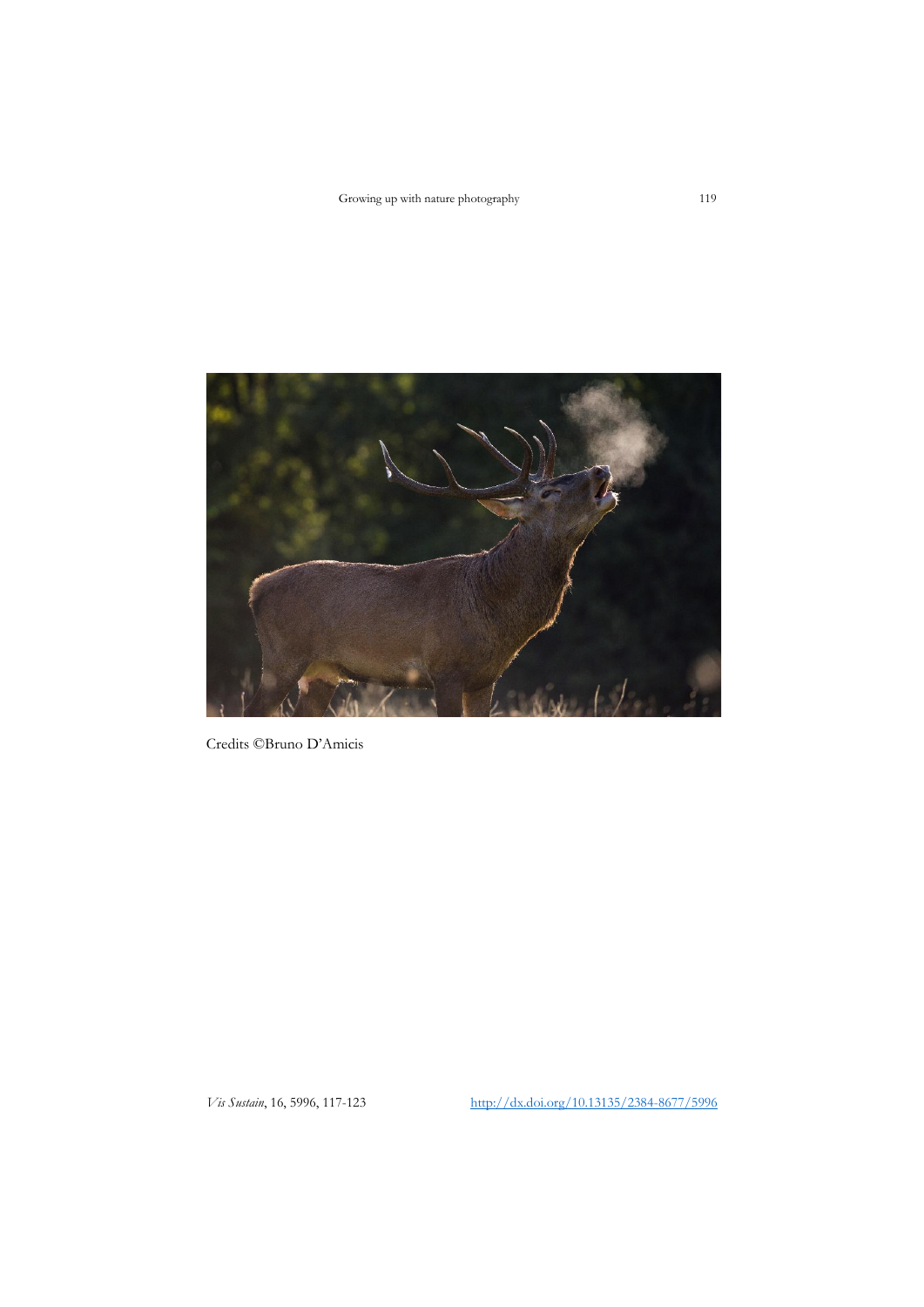Credits ©Bruno D'Amicis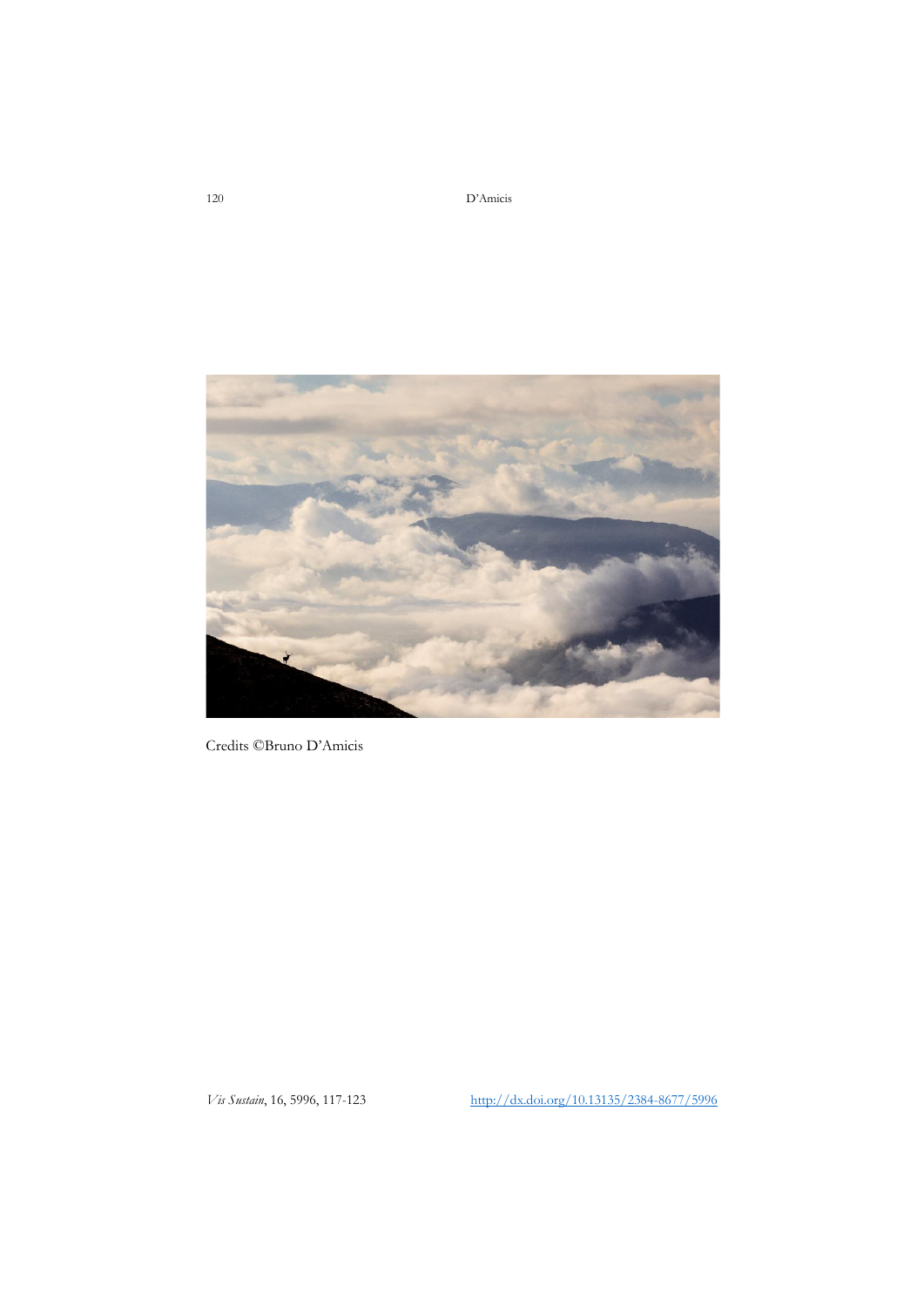Credits ©Bruno D'Amicis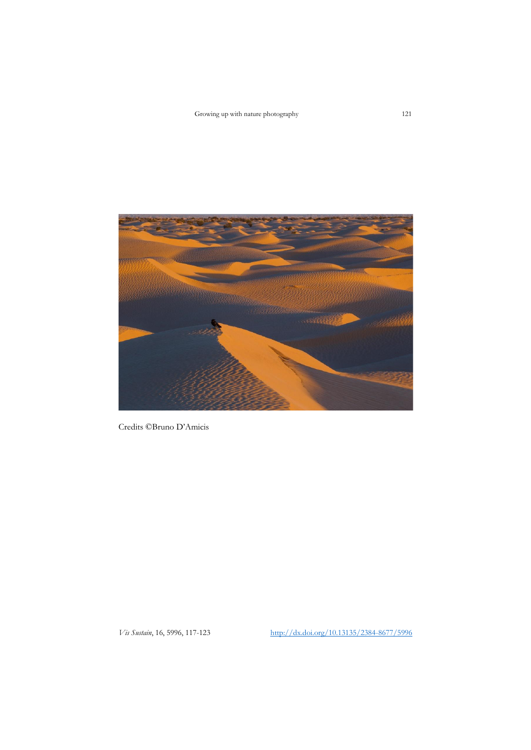Credits ©Bruno D’Amicis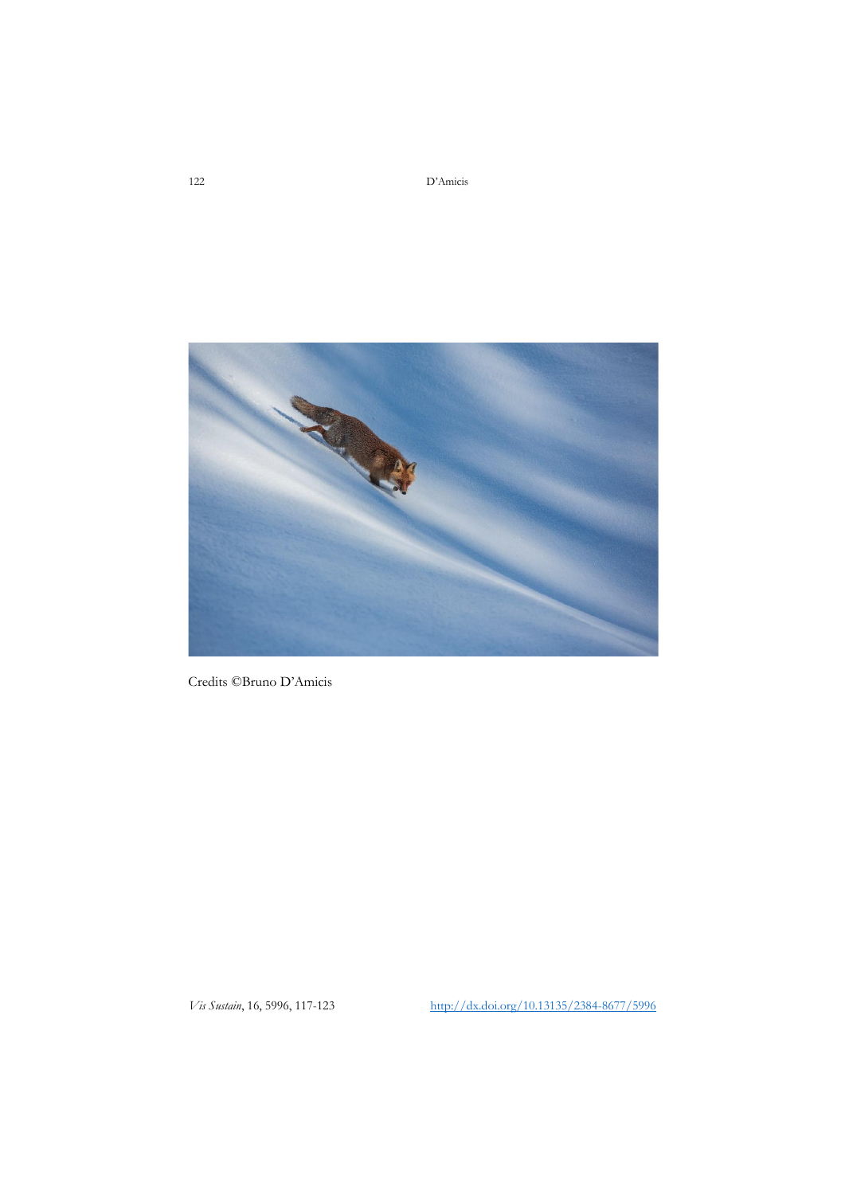Credits ©Bruno D'Amicis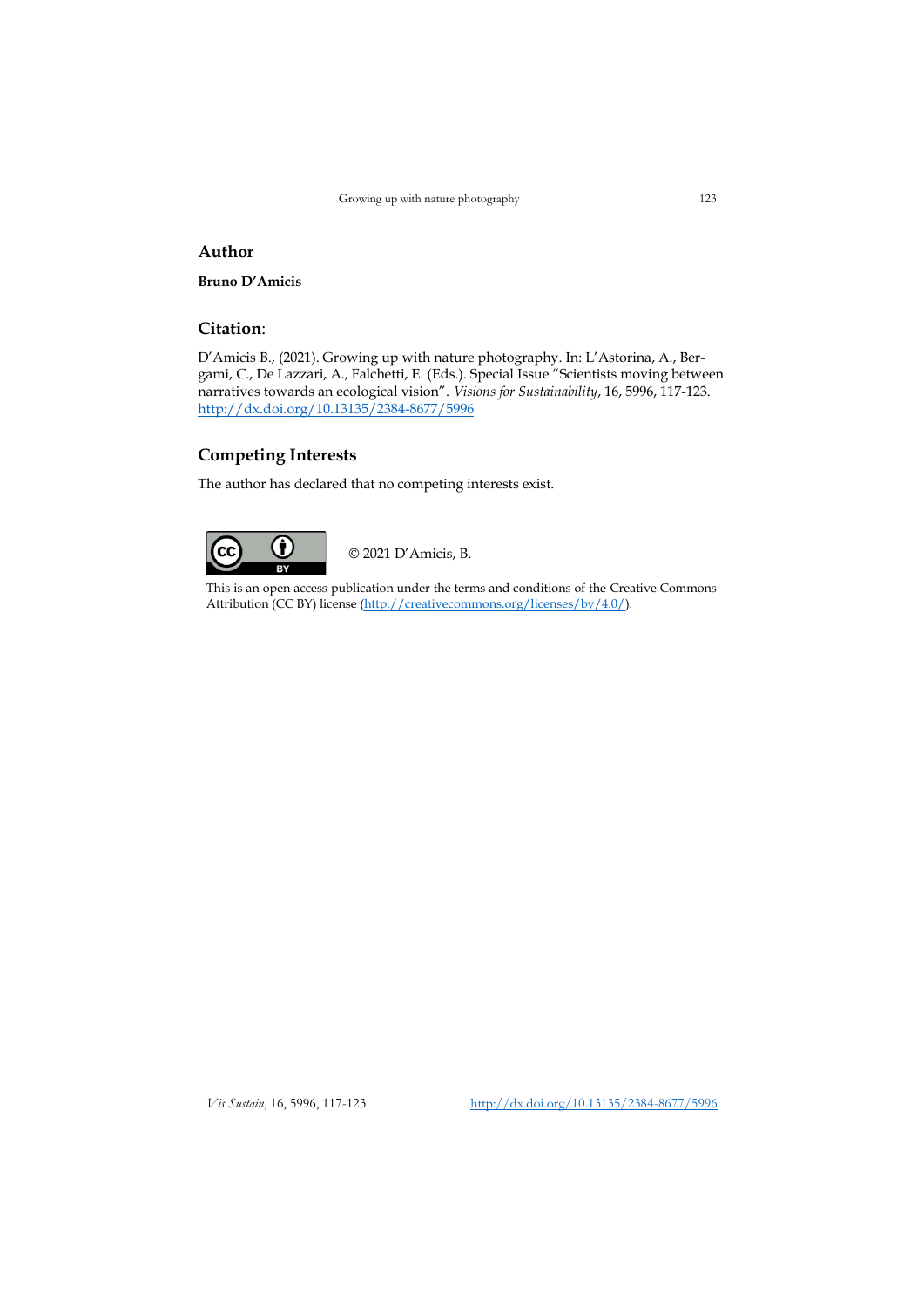## Author

**Bruno D'Amicis**

## Citation:

D'Amicis B., (2021). Growing up with nature photography. In: L'Astorina, A., Bergami, C., De Lazzari, A., Falchetti, E. (Eds.). Special Issue "Scientists moving between narratives towards an ecological vision". *Visions for Sustainability*, 16, 5996, 117-123. http://dx.doi.org/10.13135/2384-8677/5996

## Competing Interests

The author has declared that no competing interests exist.

© 2021 D'Amicis, B.

This is an open access publication under the terms and conditions of the Creative Commons Attribution (CC BY) license (http://creativecommons.org/licenses/by/4.0/).